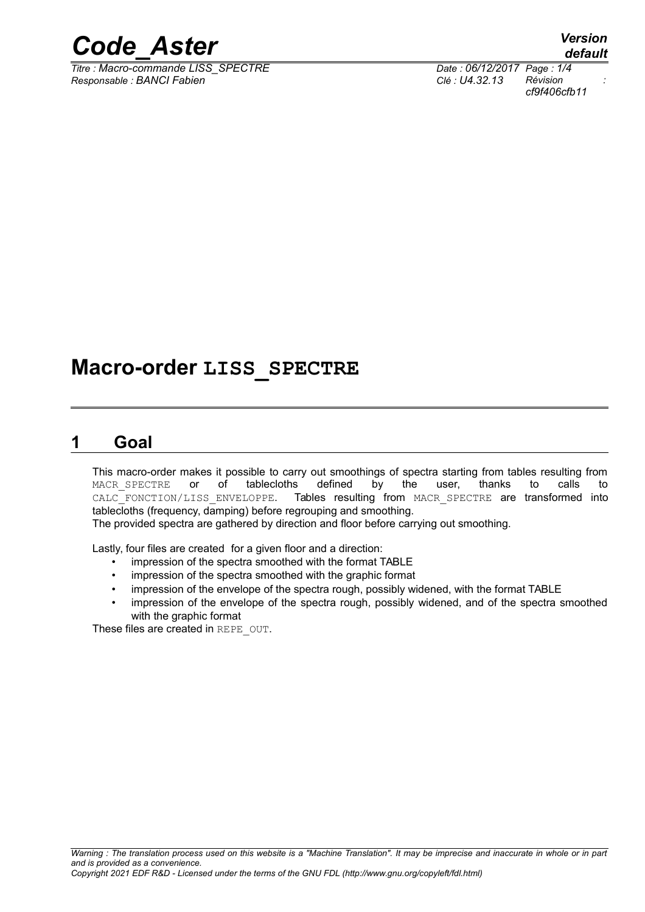# Macro-order LISS_SPECTRE

## 1 Goal

This macro-order makes it possible to carry out smoothings of spectra starting from tables resulting from MACR_SPECTRE or of tablecloths defined by the user, thanks to calls to CALC_FONCTION/LISS_ENVELOPPE. Tables resulting from MACR_SPECTRE are transformed into tablecloths (frequency, damping) before regrouping and smoothing.
The provided spectra are gathered by direction and floor before carrying out smoothing.

Lastly, four files are created for a given floor and a direction:

- impression of the spectra smoothed with the format TABLE
- impression of the spectra smoothed with the graphic format
- impression of the envelope of the spectra rough, possibly widened, with the format TABLE
- impression of the envelope of the spectra rough, possibly widened, and of the spectra smoothed with the graphic format

These files are created in REPE_OUT.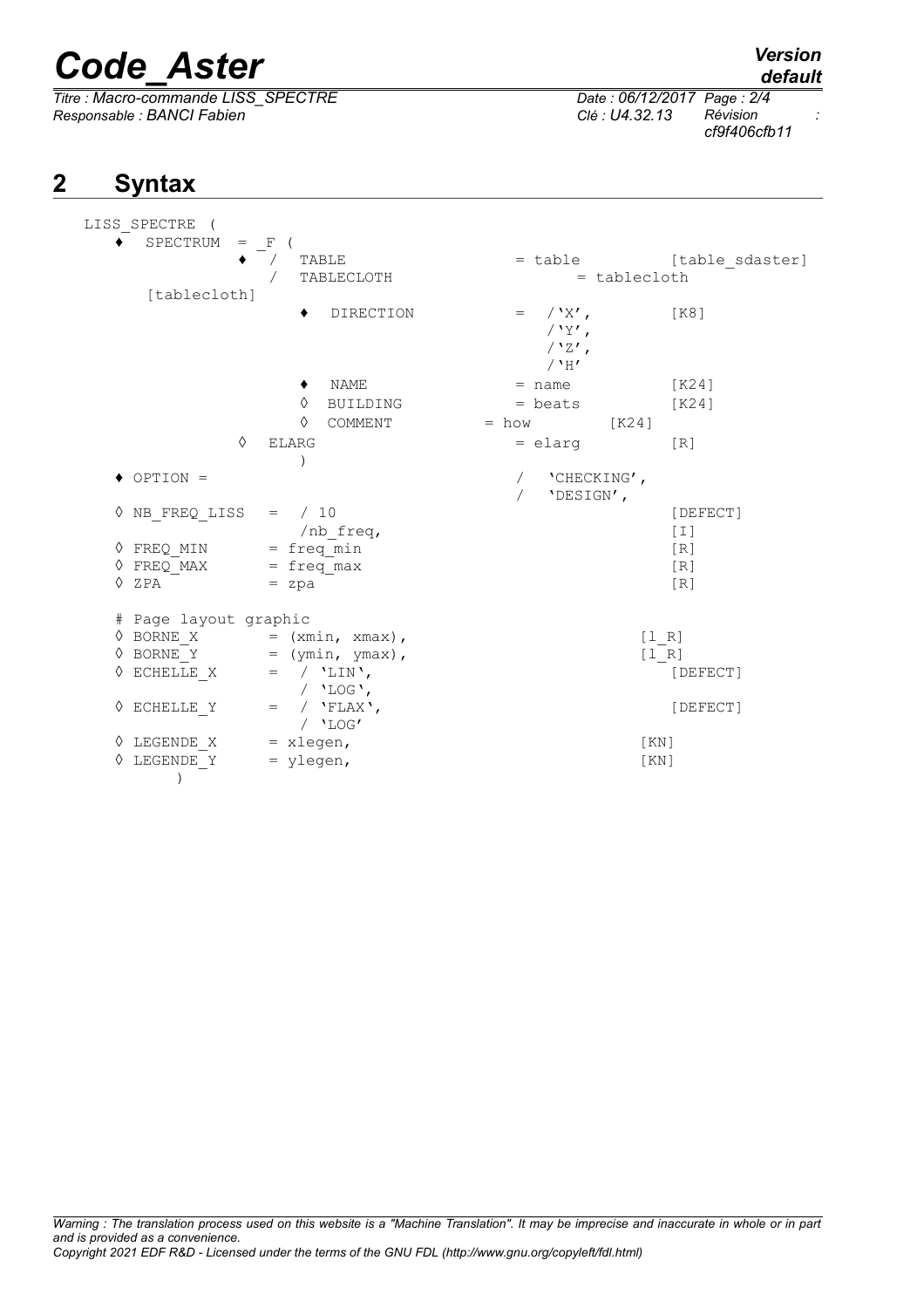## 2 Syntax

```
LISS_SPECTRE (
   ♦  SPECTRUM  =  _F (
              ♦  /  TABLE                    = table          [table_sdaster]
                 /  TABLECLOTH                     = tablecloth
      [tablecloth]
                    ♦  DIRECTION             =  /'X',         [K8]
                                                /'Y',
                                                /'Z',
                                                /'H'
                    ♦  NAME                  = name           [K24]
                    ◊  BUILDING              = beats          [K24]
                    ◊  COMMENT           = how          [K24]
              ◊  ELARG                       = elarg          [R]
                 )
   ♦ OPTION =                                /  'CHECKING',
                                             /  'DESIGN',
   ◊ NB_FREQ_LISS   =  / 10                                   [DEFECT]
                       /nb_freq,                              [I]
   ◊ FREQ_MIN       = freq_min                                [R]
   ◊ FREQ_MAX       = freq_max                                [R]
   ◊ ZPA            = zpa                                     [R]

   # Page layout graphic
   ◊ BORNE_X        = (xmin, xmax),                      [l_R]
   ◊ BORNE_Y        = (ymin, ymax),                      [l_R]
   ◊ ECHELLE_X      =  / 'LIN',                               [DEFECT]
                       / 'LOG',
   ◊ ECHELLE_Y      =  / 'FLAX',                              [DEFECT]
                       / 'LOG'
   ◊ LEGENDE_X      = xlegen,                            [KN]
   ◊ LEGENDE_Y      = ylegen,                            [KN]
         )
```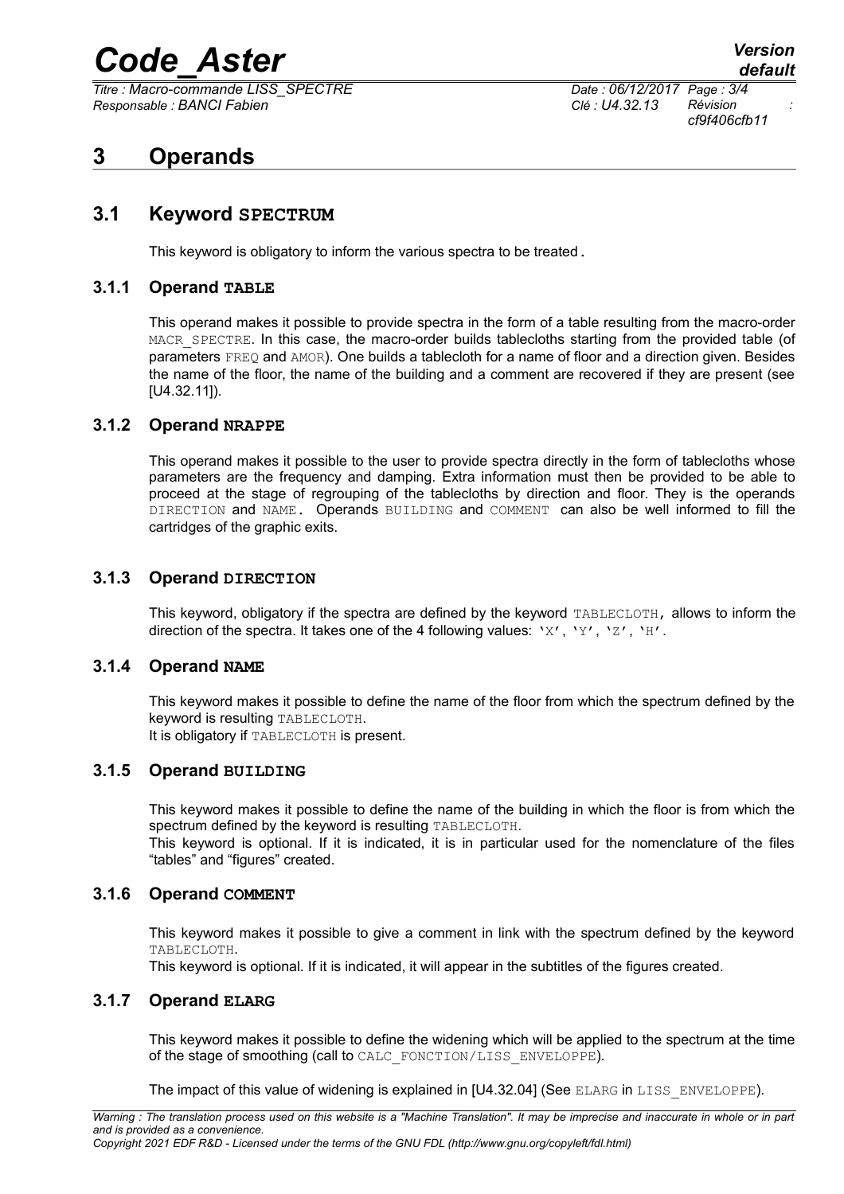# 3 Operands

## 3.1 Keyword SPECTRUM

This keyword is obligatory to inform the various spectra to be treated.

### 3.1.1 Operand TABLE

This operand makes it possible to provide spectra in the form of a table resulting from the macro-order MACR_SPECTRE. In this case, the macro-order builds tablecloths starting from the provided table (of parameters FREQ and AMOR). One builds a tablecloth for a name of floor and a direction given. Besides the name of the floor, the name of the building and a comment are recovered if they are present (see [U4.32.11]).

### 3.1.2 Operand NRAPPE

This operand makes it possible to the user to provide spectra directly in the form of tablecloths whose parameters are the frequency and damping. Extra information must then be provided to be able to proceed at the stage of regrouping of the tablecloths by direction and floor. They is the operands DIRECTION and NAME. Operands BUILDING and COMMENT can also be well informed to fill the cartridges of the graphic exits.

### 3.1.3 Operand DIRECTION

This keyword, obligatory if the spectra are defined by the keyword TABLECLOTH, allows to inform the direction of the spectra. It takes one of the 4 following values: 'X', 'Y', 'Z', 'H'.

### 3.1.4 Operand NAME

This keyword makes it possible to define the name of the floor from which the spectrum defined by the keyword is resulting TABLECLOTH.
It is obligatory if TABLECLOTH is present.

### 3.1.5 Operand BUILDING

This keyword makes it possible to define the name of the building in which the floor is from which the spectrum defined by the keyword is resulting TABLECLOTH.
This keyword is optional. If it is indicated, it is in particular used for the nomenclature of the files "tables" and "figures" created.

### 3.1.6 Operand COMMENT

This keyword makes it possible to give a comment in link with the spectrum defined by the keyword TABLECLOTH.
This keyword is optional. If it is indicated, it will appear in the subtitles of the figures created.

### 3.1.7 Operand ELARG

This keyword makes it possible to define the widening which will be applied to the spectrum at the time of the stage of smoothing (call to CALC_FONCTION/LISS_ENVELOPPE).

The impact of this value of widening is explained in [U4.32.04] (See ELARG in LISS_ENVELOPPE).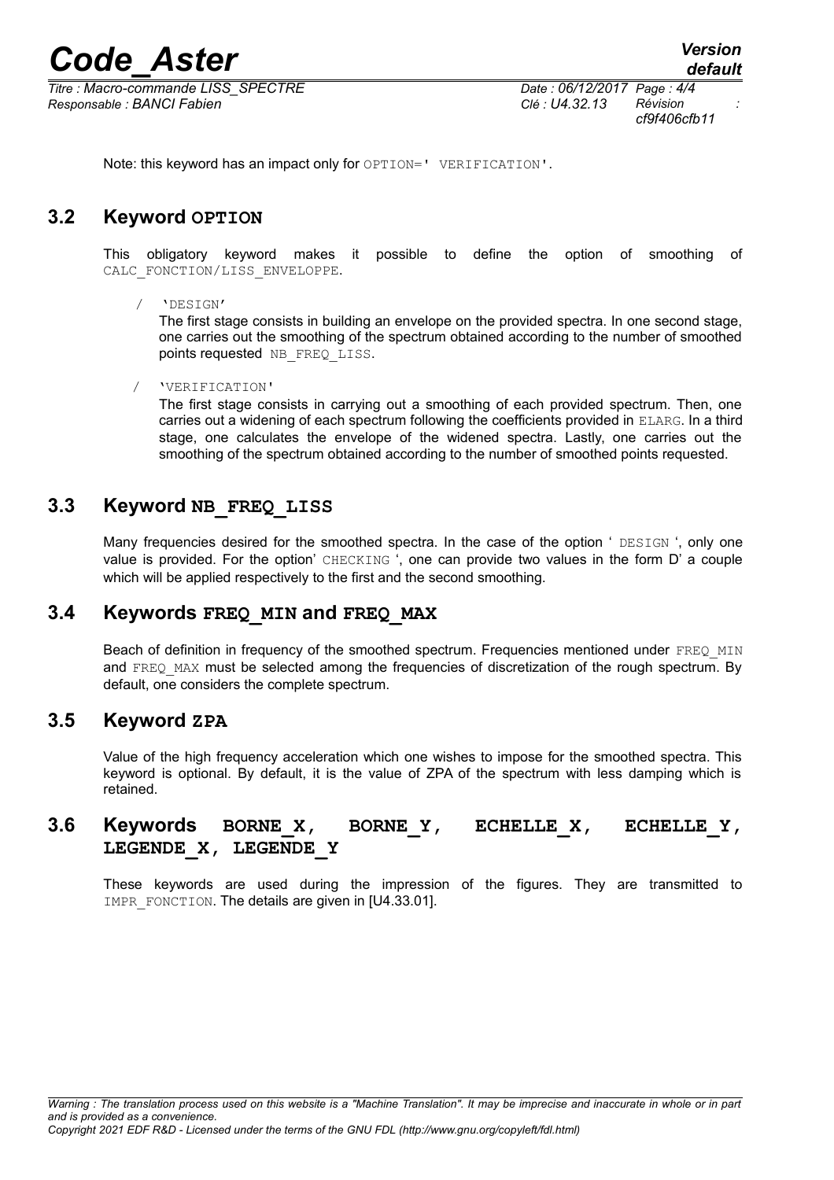Note: this keyword has an impact only for OPTION=' VERIFICATION'.

## 3.2 Keyword OPTION

This obligatory keyword makes it possible to define the option of smoothing of CALC_FONCTION/LISS_ENVELOPPE.

/ 'DESIGN'

The first stage consists in building an envelope on the provided spectra. In one second stage, one carries out the smoothing of the spectrum obtained according to the number of smoothed points requested NB_FREQ_LISS.

/ 'VERIFICATION'

The first stage consists in carrying out a smoothing of each provided spectrum. Then, one carries out a widening of each spectrum following the coefficients provided in ELARG. In a third stage, one calculates the envelope of the widened spectra. Lastly, one carries out the smoothing of the spectrum obtained according to the number of smoothed points requested.

## 3.3 Keyword NB_FREQ_LISS

Many frequencies desired for the smoothed spectra. In the case of the option ' DESIGN ', only one value is provided. For the option' CHECKING ', one can provide two values in the form D' a couple which will be applied respectively to the first and the second smoothing.

## 3.4 Keywords FREQ_MIN and FREQ_MAX

Beach of definition in frequency of the smoothed spectrum. Frequencies mentioned under FREQ_MIN and FREQ_MAX must be selected among the frequencies of discretization of the rough spectrum. By default, one considers the complete spectrum.

## 3.5 Keyword ZPA

Value of the high frequency acceleration which one wishes to impose for the smoothed spectra. This keyword is optional. By default, it is the value of ZPA of the spectrum with less damping which is retained.

## 3.6 Keywords BORNE_X, BORNE_Y, ECHELLE_X, ECHELLE_Y, LEGENDE_X, LEGENDE_Y

These keywords are used during the impression of the figures. They are transmitted to IMPR_FONCTION. The details are given in [U4.33.01].